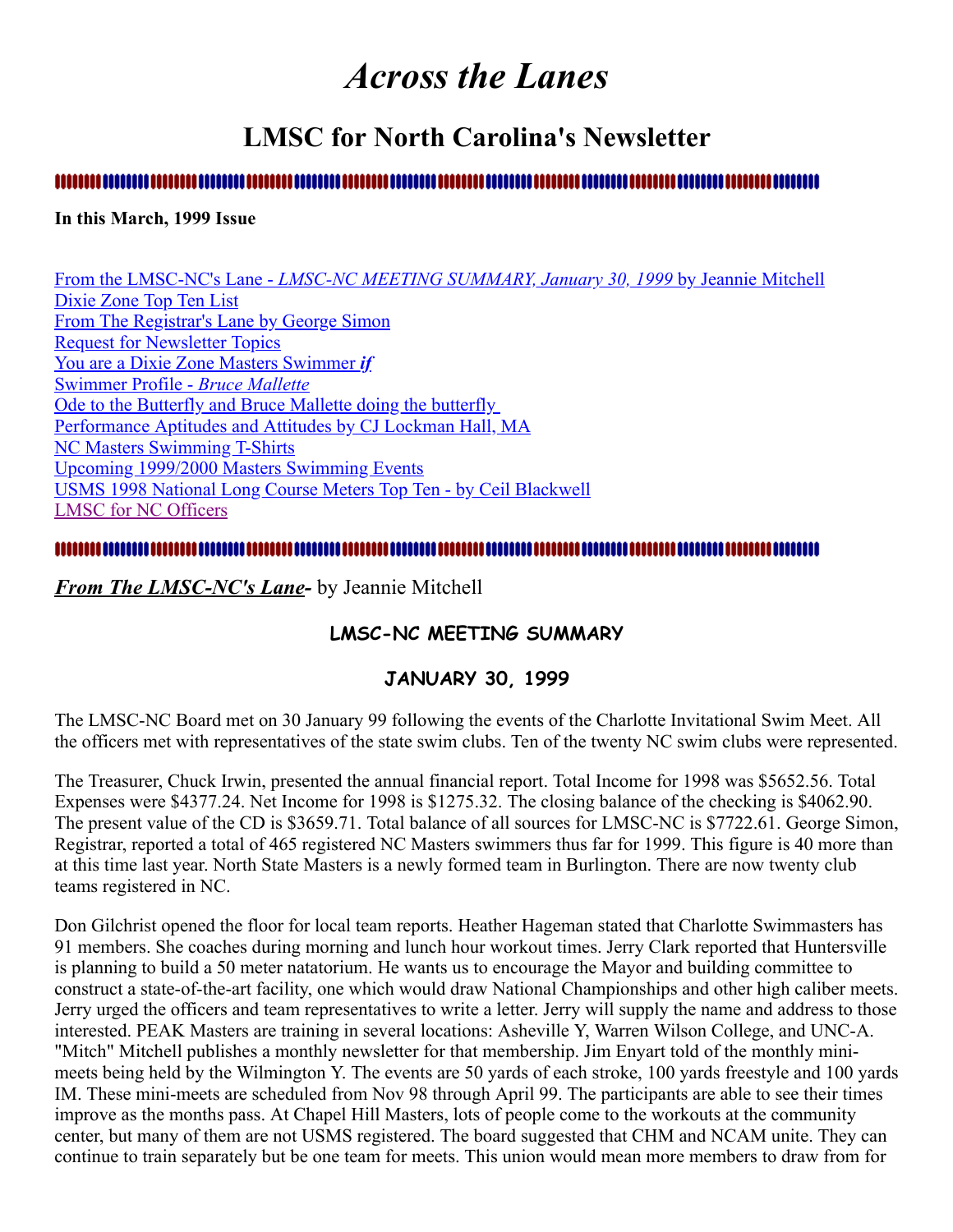# *Across the Lanes*

## LMSC for North Carolina's Newsletter

**In this March, 1999 Issue**

From the LMSC-NC's Lane - *LMSC-NC MEETING SUMMARY, January 30, 1999* by Jeannie Mitchell
Dixie Zone Top Ten List
From The Registrar's Lane by George Simon
Request for Newsletter Topics
You are a Dixie Zone Masters Swimmer ***if***
Swimmer Profile - *Bruce Mallette*
Ode to the Butterfly and Bruce Mallette doing the butterfly
Performance Aptitudes and Attitudes by CJ Lockman Hall, MA
NC Masters Swimming T-Shirts
Upcoming 1999/2000 Masters Swimming Events
USMS 1998 National Long Course Meters Top Ten - by Ceil Blackwell
LMSC for NC Officers

## ***From The LMSC-NC's Lane*-** by Jeannie Mitchell

### LMSC-NC MEETING SUMMARY

### JANUARY 30, 1999

The LMSC-NC Board met on 30 January 99 following the events of the Charlotte Invitational Swim Meet. All the officers met with representatives of the state swim clubs. Ten of the twenty NC swim clubs were represented.

The Treasurer, Chuck Irwin, presented the annual financial report. Total Income for 1998 was $5652.56. Total Expenses were $4377.24. Net Income for 1998 is $1275.32. The closing balance of the checking is $4062.90. The present value of the CD is $3659.71. Total balance of all sources for LMSC-NC is $7722.61. George Simon, Registrar, reported a total of 465 registered NC Masters swimmers thus far for 1999. This figure is 40 more than at this time last year. North State Masters is a newly formed team in Burlington. There are now twenty club teams registered in NC.

Don Gilchrist opened the floor for local team reports. Heather Hageman stated that Charlotte Swimmasters has 91 members. She coaches during morning and lunch hour workout times. Jerry Clark reported that Huntersville is planning to build a 50 meter natatorium. He wants us to encourage the Mayor and building committee to construct a state-of-the-art facility, one which would draw National Championships and other high caliber meets. Jerry urged the officers and team representatives to write a letter. Jerry will supply the name and address to those interested. PEAK Masters are training in several locations: Asheville Y, Warren Wilson College, and UNC-A. "Mitch" Mitchell publishes a monthly newsletter for that membership. Jim Enyart told of the monthly mini-meets being held by the Wilmington Y. The events are 50 yards of each stroke, 100 yards freestyle and 100 yards IM. These mini-meets are scheduled from Nov 98 through April 99. The participants are able to see their times improve as the months pass. At Chapel Hill Masters, lots of people come to the workouts at the community center, but many of them are not USMS registered. The board suggested that CHM and NCAM unite. They can continue to train separately but be one team for meets. This union would mean more members to draw from for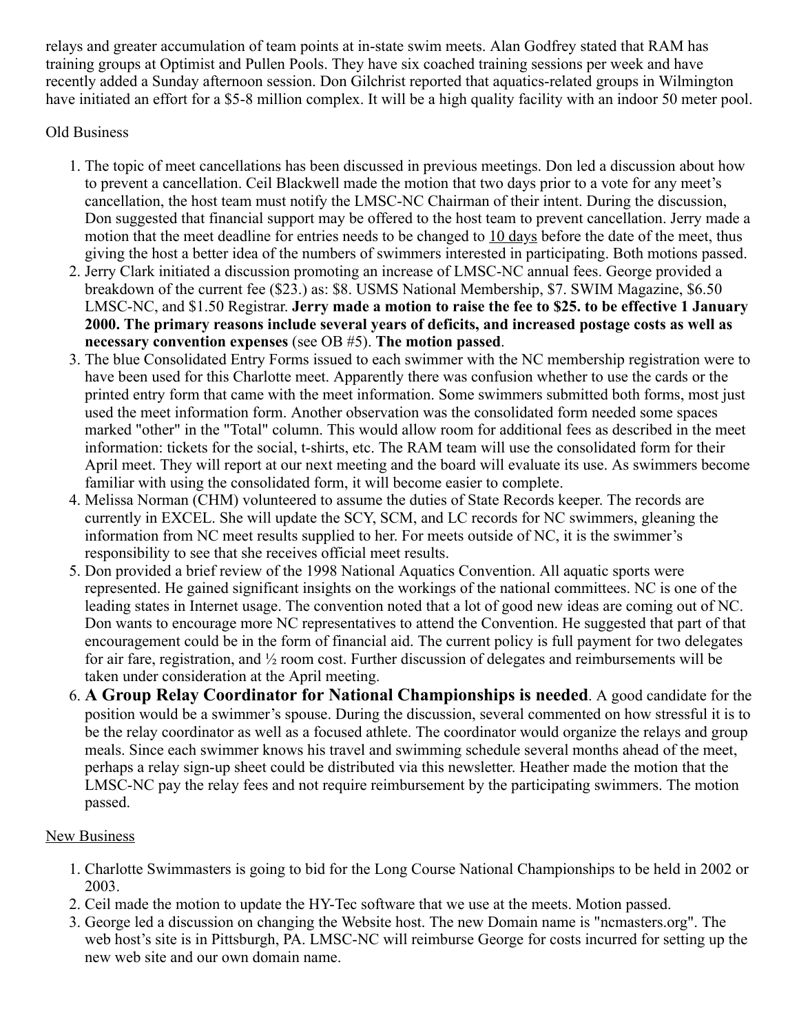relays and greater accumulation of team points at in-state swim meets. Alan Godfrey stated that RAM has training groups at Optimist and Pullen Pools. They have six coached training sessions per week and have recently added a Sunday afternoon session. Don Gilchrist reported that aquatics-related groups in Wilmington have initiated an effort for a $5-8 million complex. It will be a high quality facility with an indoor 50 meter pool.

Old Business

1. The topic of meet cancellations has been discussed in previous meetings. Don led a discussion about how to prevent a cancellation. Ceil Blackwell made the motion that two days prior to a vote for any meet's cancellation, the host team must notify the LMSC-NC Chairman of their intent. During the discussion, Don suggested that financial support may be offered to the host team to prevent cancellation. Jerry made a motion that the meet deadline for entries needs to be changed to 10 days before the date of the meet, thus giving the host a better idea of the numbers of swimmers interested in participating. Both motions passed.
2. Jerry Clark initiated a discussion promoting an increase of LMSC-NC annual fees. George provided a breakdown of the current fee ($23.) as: $8. USMS National Membership, $7. SWIM Magazine, $6.50 LMSC-NC, and $1.50 Registrar. **Jerry made a motion to raise the fee to $25. to be effective 1 January 2000. The primary reasons include several years of deficits, and increased postage costs as well as necessary convention expenses** (see OB #5). **The motion passed**.
3. The blue Consolidated Entry Forms issued to each swimmer with the NC membership registration were to have been used for this Charlotte meet. Apparently there was confusion whether to use the cards or the printed entry form that came with the meet information. Some swimmers submitted both forms, most just used the meet information form. Another observation was the consolidated form needed some spaces marked "other" in the "Total" column. This would allow room for additional fees as described in the meet information: tickets for the social, t-shirts, etc. The RAM team will use the consolidated form for their April meet. They will report at our next meeting and the board will evaluate its use. As swimmers become familiar with using the consolidated form, it will become easier to complete.
4. Melissa Norman (CHM) volunteered to assume the duties of State Records keeper. The records are currently in EXCEL. She will update the SCY, SCM, and LC records for NC swimmers, gleaning the information from NC meet results supplied to her. For meets outside of NC, it is the swimmer's responsibility to see that she receives official meet results.
5. Don provided a brief review of the 1998 National Aquatics Convention. All aquatic sports were represented. He gained significant insights on the workings of the national committees. NC is one of the leading states in Internet usage. The convention noted that a lot of good new ideas are coming out of NC. Don wants to encourage more NC representatives to attend the Convention. He suggested that part of that encouragement could be in the form of financial aid. The current policy is full payment for two delegates for air fare, registration, and ½ room cost. Further discussion of delegates and reimbursements will be taken under consideration at the April meeting.
6. **A Group Relay Coordinator for National Championships is needed**. A good candidate for the position would be a swimmer's spouse. During the discussion, several commented on how stressful it is to be the relay coordinator as well as a focused athlete. The coordinator would organize the relays and group meals. Since each swimmer knows his travel and swimming schedule several months ahead of the meet, perhaps a relay sign-up sheet could be distributed via this newsletter. Heather made the motion that the LMSC-NC pay the relay fees and not require reimbursement by the participating swimmers. The motion passed.

New Business

1. Charlotte Swimmasters is going to bid for the Long Course National Championships to be held in 2002 or 2003.
2. Ceil made the motion to update the HY-Tec software that we use at the meets. Motion passed.
3. George led a discussion on changing the Website host. The new Domain name is "ncmasters.org". The web host's site is in Pittsburgh, PA. LMSC-NC will reimburse George for costs incurred for setting up the new web site and our own domain name.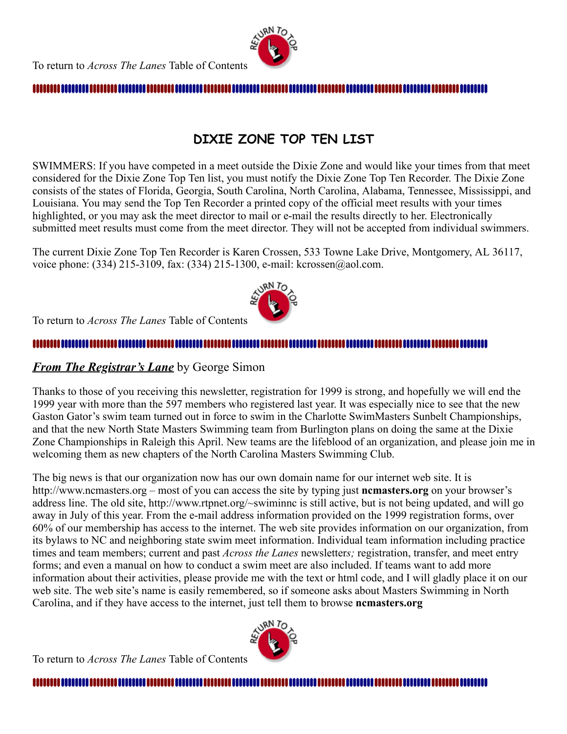To return to *Across The Lanes* Table of Contents

## DIXIE ZONE TOP TEN LIST

SWIMMERS: If you have competed in a meet outside the Dixie Zone and would like your times from that meet considered for the Dixie Zone Top Ten list, you must notify the Dixie Zone Top Ten Recorder. The Dixie Zone consists of the states of Florida, Georgia, South Carolina, North Carolina, Alabama, Tennessee, Mississippi, and Louisiana. You may send the Top Ten Recorder a printed copy of the official meet results with your times highlighted, or you may ask the meet director to mail or e-mail the results directly to her. Electronically submitted meet results must come from the meet director. They will not be accepted from individual swimmers.

The current Dixie Zone Top Ten Recorder is Karen Crossen, 533 Towne Lake Drive, Montgomery, AL 36117, voice phone: (334) 215-3109, fax: (334) 215-1300, e-mail: kcrossen@aol.com.

To return to *Across The Lanes* Table of Contents

***From The Registrar's Lane*** by George Simon

Thanks to those of you receiving this newsletter, registration for 1999 is strong, and hopefully we will end the 1999 year with more than the 597 members who registered last year. It was especially nice to see that the new Gaston Gator's swim team turned out in force to swim in the Charlotte SwimMasters Sunbelt Championships, and that the new North State Masters Swimming team from Burlington plans on doing the same at the Dixie Zone Championships in Raleigh this April. New teams are the lifeblood of an organization, and please join me in welcoming them as new chapters of the North Carolina Masters Swimming Club.

The big news is that our organization now has our own domain name for our internet web site. It is http://www.ncmasters.org – most of you can access the site by typing just **ncmasters.org** on your browser's address line. The old site, http://www.rtpnet.org/~swiminnc is still active, but is not being updated, and will go away in July of this year. From the e-mail address information provided on the 1999 registration forms, over 60% of our membership has access to the internet. The web site provides information on our organization, from its bylaws to NC and neighboring state swim meet information. Individual team information including practice times and team members; current and past *Across the Lanes* newsletters; registration, transfer, and meet entry forms; and even a manual on how to conduct a swim meet are also included. If teams want to add more information about their activities, please provide me with the text or html code, and I will gladly place it on our web site. The web site's name is easily remembered, so if someone asks about Masters Swimming in North Carolina, and if they have access to the internet, just tell them to browse **ncmasters.org**

To return to *Across The Lanes* Table of Contents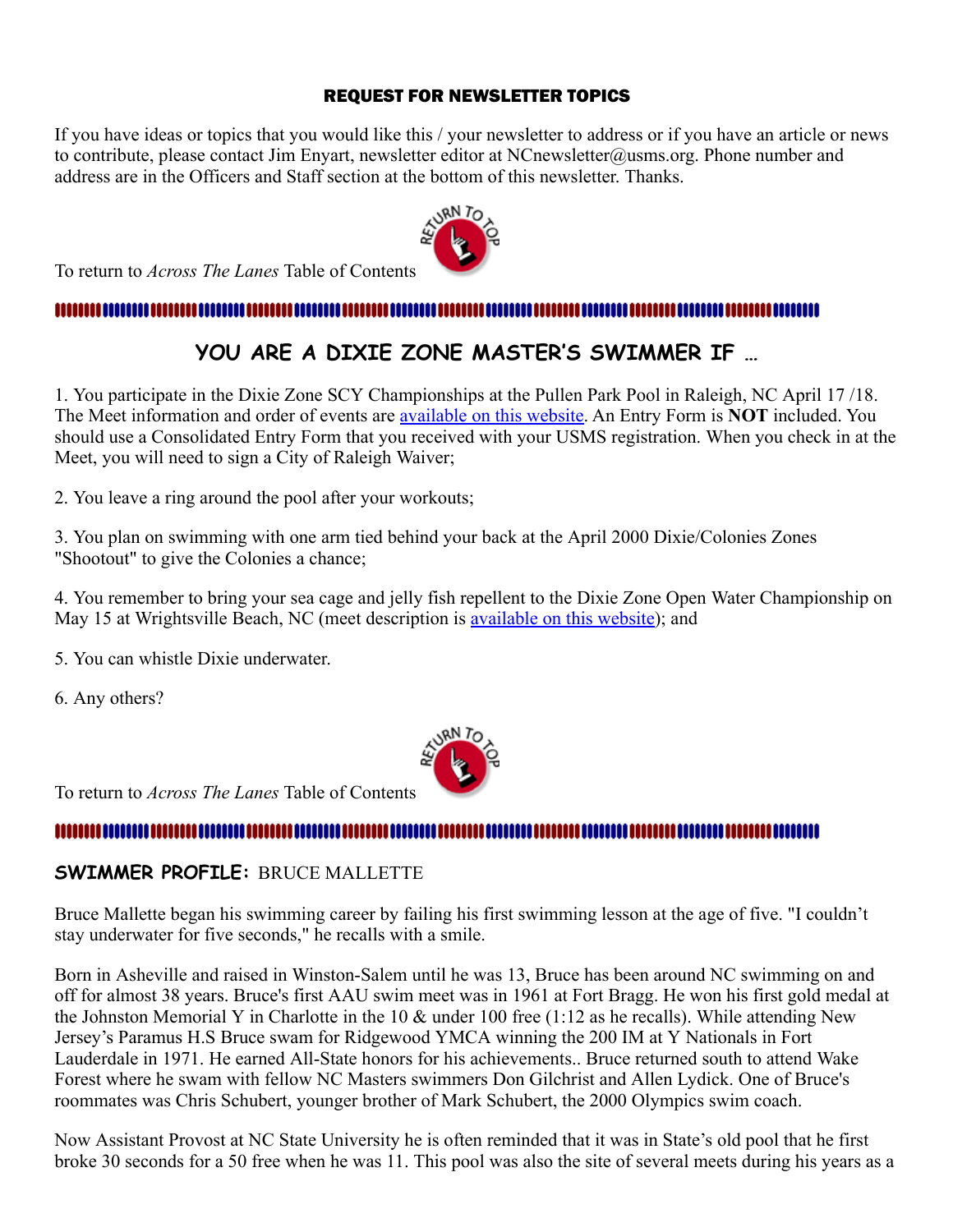## REQUEST FOR NEWSLETTER TOPICS

If you have ideas or topics that you would like this / your newsletter to address or if you have an article or news to contribute, please contact Jim Enyart, newsletter editor at NCnewsletter@usms.org. Phone number and address are in the Officers and Staff section at the bottom of this newsletter. Thanks.

To return to *Across The Lanes* Table of Contents

## YOU ARE A DIXIE ZONE MASTER'S SWIMMER IF …

1. You participate in the Dixie Zone SCY Championships at the Pullen Park Pool in Raleigh, NC April 17 /18. The Meet information and order of events are [available on this website](). An Entry Form is **NOT** included. You should use a Consolidated Entry Form that you received with your USMS registration. When you check in at the Meet, you will need to sign a City of Raleigh Waiver;

2. You leave a ring around the pool after your workouts;

3. You plan on swimming with one arm tied behind your back at the April 2000 Dixie/Colonies Zones "Shootout" to give the Colonies a chance;

4. You remember to bring your sea cage and jelly fish repellent to the Dixie Zone Open Water Championship on May 15 at Wrightsville Beach, NC (meet description is [available on this website]()); and

5. You can whistle Dixie underwater.

6. Any others?

To return to *Across The Lanes* Table of Contents

## SWIMMER PROFILE: BRUCE MALLETTE

Bruce Mallette began his swimming career by failing his first swimming lesson at the age of five. "I couldn't stay underwater for five seconds," he recalls with a smile.

Born in Asheville and raised in Winston-Salem until he was 13, Bruce has been around NC swimming on and off for almost 38 years. Bruce's first AAU swim meet was in 1961 at Fort Bragg. He won his first gold medal at the Johnston Memorial Y in Charlotte in the 10 & under 100 free (1:12 as he recalls). While attending New Jersey's Paramus H.S Bruce swam for Ridgewood YMCA winning the 200 IM at Y Nationals in Fort Lauderdale in 1971. He earned All-State honors for his achievements.. Bruce returned south to attend Wake Forest where he swam with fellow NC Masters swimmers Don Gilchrist and Allen Lydick. One of Bruce's roommates was Chris Schubert, younger brother of Mark Schubert, the 2000 Olympics swim coach.

Now Assistant Provost at NC State University he is often reminded that it was in State's old pool that he first broke 30 seconds for a 50 free when he was 11. This pool was also the site of several meets during his years as a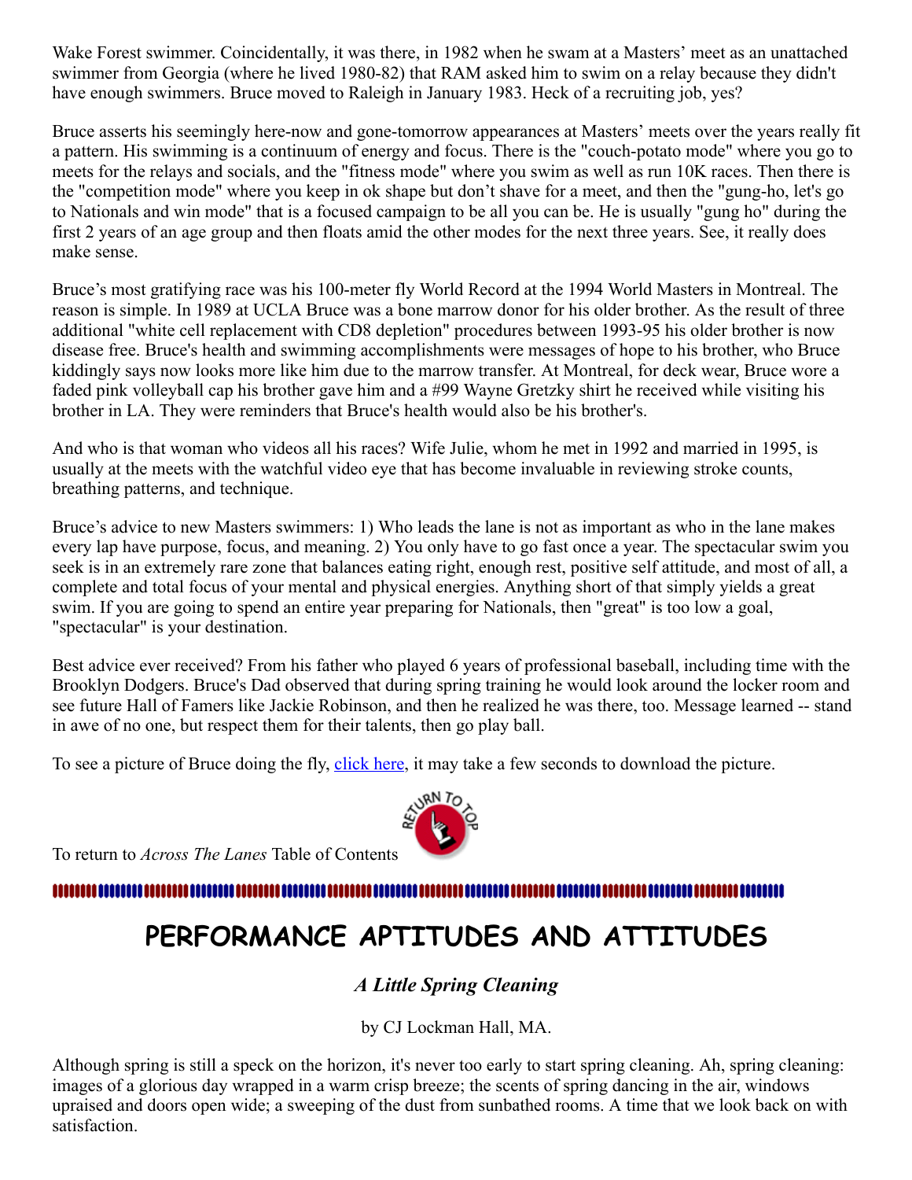Wake Forest swimmer. Coincidentally, it was there, in 1982 when he swam at a Masters' meet as an unattached swimmer from Georgia (where he lived 1980-82) that RAM asked him to swim on a relay because they didn't have enough swimmers. Bruce moved to Raleigh in January 1983. Heck of a recruiting job, yes?

Bruce asserts his seemingly here-now and gone-tomorrow appearances at Masters' meets over the years really fit a pattern. His swimming is a continuum of energy and focus. There is the "couch-potato mode" where you go to meets for the relays and socials, and the "fitness mode" where you swim as well as run 10K races. Then there is the "competition mode" where you keep in ok shape but don't shave for a meet, and then the "gung-ho, let's go to Nationals and win mode" that is a focused campaign to be all you can be. He is usually "gung ho" during the first 2 years of an age group and then floats amid the other modes for the next three years. See, it really does make sense.

Bruce's most gratifying race was his 100-meter fly World Record at the 1994 World Masters in Montreal. The reason is simple. In 1989 at UCLA Bruce was a bone marrow donor for his older brother. As the result of three additional "white cell replacement with CD8 depletion" procedures between 1993-95 his older brother is now disease free. Bruce's health and swimming accomplishments were messages of hope to his brother, who Bruce kiddingly says now looks more like him due to the marrow transfer. At Montreal, for deck wear, Bruce wore a faded pink volleyball cap his brother gave him and a #99 Wayne Gretzky shirt he received while visiting his brother in LA. They were reminders that Bruce's health would also be his brother's.

And who is that woman who videos all his races? Wife Julie, whom he met in 1992 and married in 1995, is usually at the meets with the watchful video eye that has become invaluable in reviewing stroke counts, breathing patterns, and technique.

Bruce's advice to new Masters swimmers: 1) Who leads the lane is not as important as who in the lane makes every lap have purpose, focus, and meaning. 2) You only have to go fast once a year. The spectacular swim you seek is in an extremely rare zone that balances eating right, enough rest, positive self attitude, and most of all, a complete and total focus of your mental and physical energies. Anything short of that simply yields a great swim. If you are going to spend an entire year preparing for Nationals, then "great" is too low a goal, "spectacular" is your destination.

Best advice ever received? From his father who played 6 years of professional baseball, including time with the Brooklyn Dodgers. Bruce's Dad observed that during spring training he would look around the locker room and see future Hall of Famers like Jackie Robinson, and then he realized he was there, too. Message learned -- stand in awe of no one, but respect them for their talents, then go play ball.

To see a picture of Bruce doing the fly, click here, it may take a few seconds to download the picture.

To return to *Across The Lanes* Table of Contents

# PERFORMANCE APTITUDES AND ATTITUDES

### *A Little Spring Cleaning*

by CJ Lockman Hall, MA.

Although spring is still a speck on the horizon, it's never too early to start spring cleaning. Ah, spring cleaning: images of a glorious day wrapped in a warm crisp breeze; the scents of spring dancing in the air, windows upraised and doors open wide; a sweeping of the dust from sunbathed rooms. A time that we look back on with satisfaction.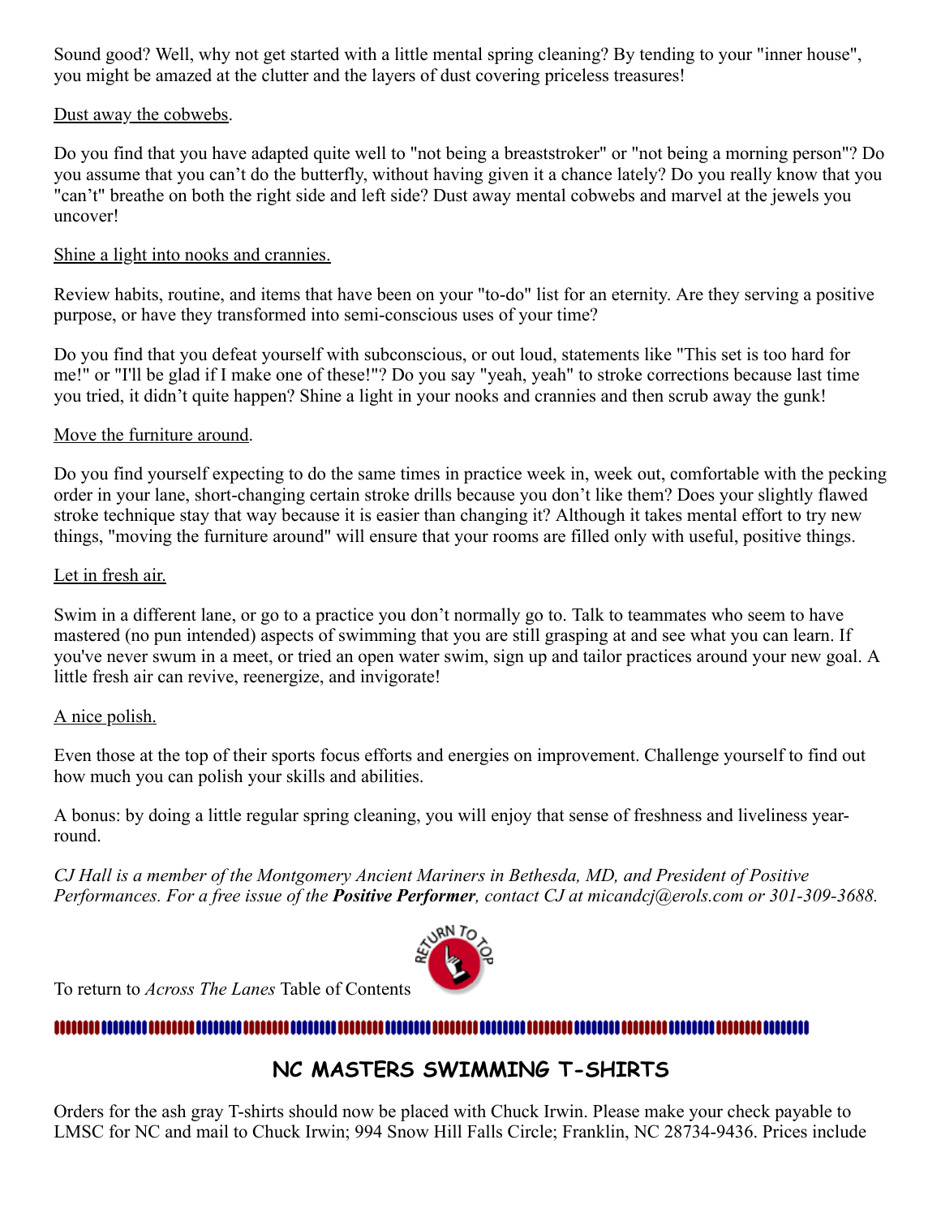Sound good? Well, why not get started with a little mental spring cleaning? By tending to your "inner house", you might be amazed at the clutter and the layers of dust covering priceless treasures!

Dust away the cobwebs.

Do you find that you have adapted quite well to "not being a breaststroker" or "not being a morning person"? Do you assume that you can't do the butterfly, without having given it a chance lately? Do you really know that you "can't" breathe on both the right side and left side? Dust away mental cobwebs and marvel at the jewels you uncover!

Shine a light into nooks and crannies.

Review habits, routine, and items that have been on your "to-do" list for an eternity. Are they serving a positive purpose, or have they transformed into semi-conscious uses of your time?

Do you find that you defeat yourself with subconscious, or out loud, statements like "This set is too hard for me!" or "I'll be glad if I make one of these!"? Do you say "yeah, yeah" to stroke corrections because last time you tried, it didn't quite happen? Shine a light in your nooks and crannies and then scrub away the gunk!

Move the furniture around.

Do you find yourself expecting to do the same times in practice week in, week out, comfortable with the pecking order in your lane, short-changing certain stroke drills because you don't like them? Does your slightly flawed stroke technique stay that way because it is easier than changing it? Although it takes mental effort to try new things, "moving the furniture around" will ensure that your rooms are filled only with useful, positive things.

Let in fresh air.

Swim in a different lane, or go to a practice you don't normally go to. Talk to teammates who seem to have mastered (no pun intended) aspects of swimming that you are still grasping at and see what you can learn. If you've never swum in a meet, or tried an open water swim, sign up and tailor practices around your new goal. A little fresh air can revive, reenergize, and invigorate!

A nice polish.

Even those at the top of their sports focus efforts and energies on improvement. Challenge yourself to find out how much you can polish your skills and abilities.

A bonus: by doing a little regular spring cleaning, you will enjoy that sense of freshness and liveliness year-round.

*CJ Hall is a member of the Montgomery Ancient Mariners in Bethesda, MD, and President of Positive Performances. For a free issue of the* ***Positive Performer****, contact CJ at micandcj@erols.com or 301-309-3688.*

To return to *Across The Lanes* Table of Contents

## NC MASTERS SWIMMING T-SHIRTS

Orders for the ash gray T-shirts should now be placed with Chuck Irwin. Please make your check payable to LMSC for NC and mail to Chuck Irwin; 994 Snow Hill Falls Circle; Franklin, NC 28734-9436. Prices include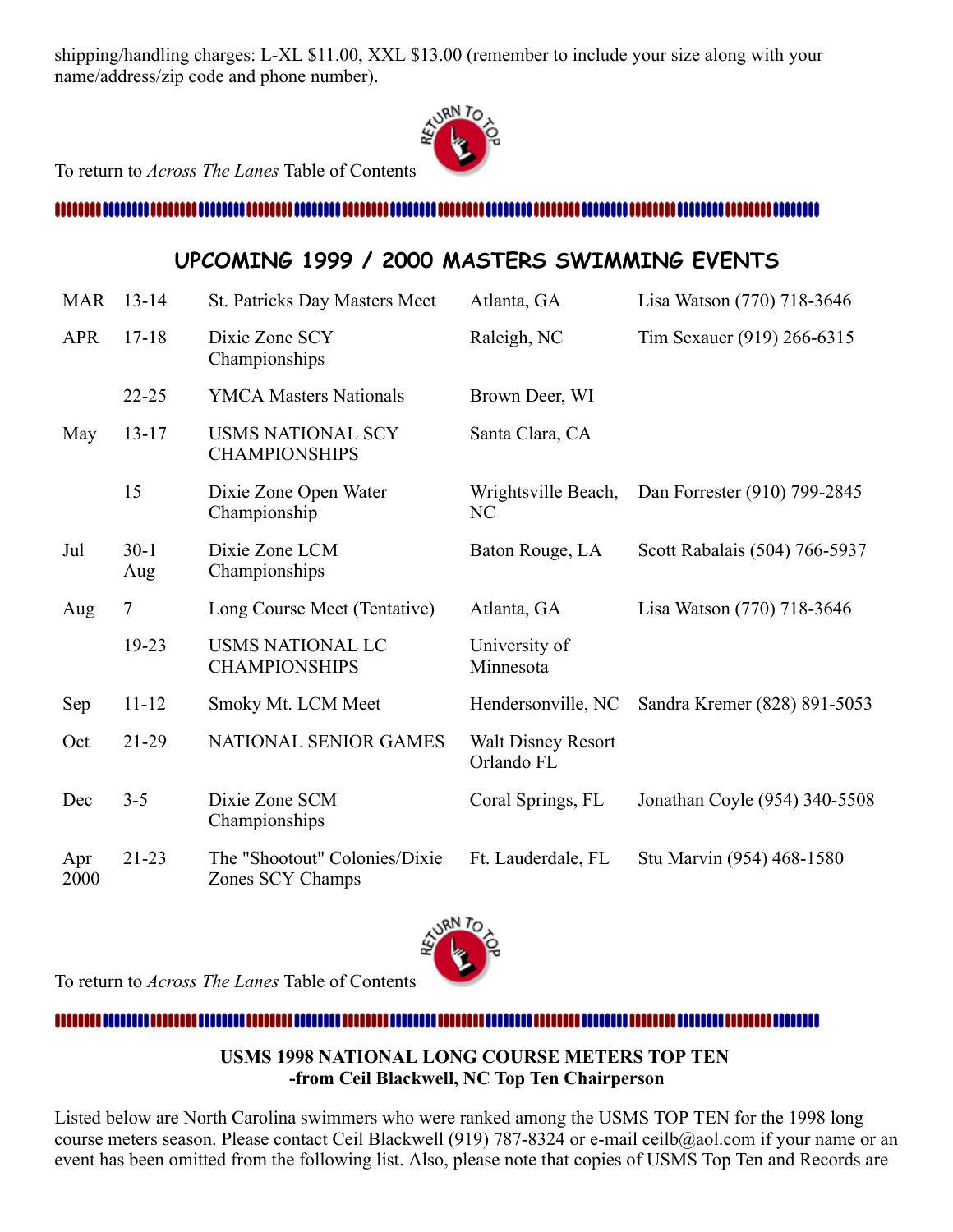shipping/handling charges: L-XL $11.00, XXL $13.00 (remember to include your size along with your name/address/zip code and phone number).

To return to *Across The Lanes* Table of Contents

## UPCOMING 1999 / 2000 MASTERS SWIMMING EVENTS

| | | | | |
|---|---|---|---|---|
| MAR | 13-14 | St. Patricks Day Masters Meet | Atlanta, GA | Lisa Watson (770) 718-3646 |
| APR | 17-18 | Dixie Zone SCY Championships | Raleigh, NC | Tim Sexauer (919) 266-6315 |
| | 22-25 | YMCA Masters Nationals | Brown Deer, WI | |
| May | 13-17 | USMS NATIONAL SCY CHAMPIONSHIPS | Santa Clara, CA | |
| | 15 | Dixie Zone Open Water Championship | Wrightsville Beach, NC | Dan Forrester (910) 799-2845 |
| Jul | 30-1 Aug | Dixie Zone LCM Championships | Baton Rouge, LA | Scott Rabalais (504) 766-5937 |
| Aug | 7 | Long Course Meet (Tentative) | Atlanta, GA | Lisa Watson (770) 718-3646 |
| | 19-23 | USMS NATIONAL LC CHAMPIONSHIPS | University of Minnesota | |
| Sep | 11-12 | Smoky Mt. LCM Meet | Hendersonville, NC | Sandra Kremer (828) 891-5053 |
| Oct | 21-29 | NATIONAL SENIOR GAMES | Walt Disney Resort Orlando FL | |
| Dec | 3-5 | Dixie Zone SCM Championships | Coral Springs, FL | Jonathan Coyle (954) 340-5508 |
| Apr 2000 | 21-23 | The "Shootout" Colonies/Dixie Zones SCY Champs | Ft. Lauderdale, FL | Stu Marvin (954) 468-1580 |

To return to *Across The Lanes* Table of Contents

**USMS 1998 NATIONAL LONG COURSE METERS TOP TEN**
**-from Ceil Blackwell, NC Top Ten Chairperson**

Listed below are North Carolina swimmers who were ranked among the USMS TOP TEN for the 1998 long course meters season. Please contact Ceil Blackwell (919) 787-8324 or e-mail ceilb@aol.com if your name or an event has been omitted from the following list. Also, please note that copies of USMS Top Ten and Records are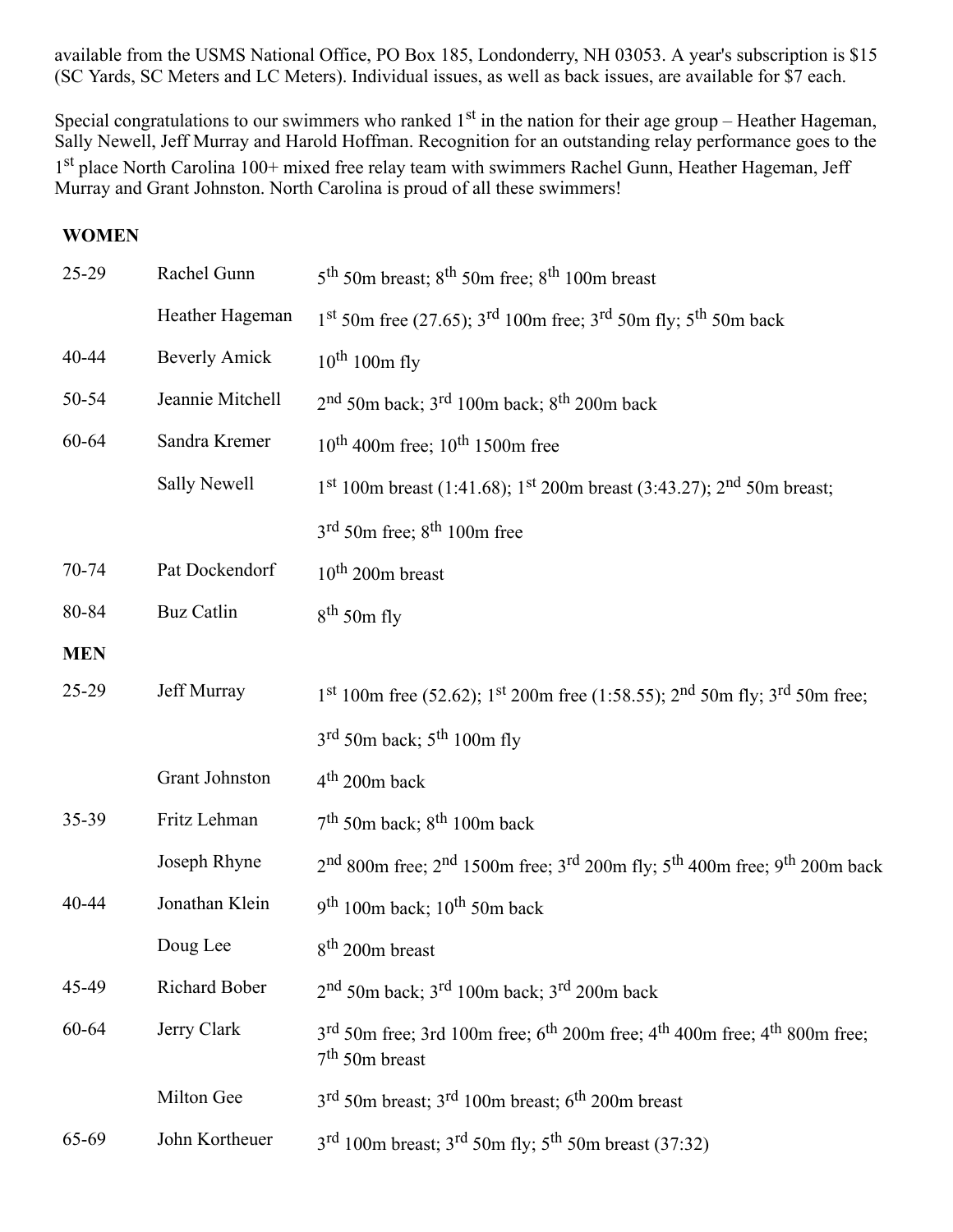available from the USMS National Office, PO Box 185, Londonderry, NH 03053. A year's subscription is $15 (SC Yards, SC Meters and LC Meters). Individual issues, as well as back issues, are available for $7 each.

Special congratulations to our swimmers who ranked 1st in the nation for their age group – Heather Hageman, Sally Newell, Jeff Murray and Harold Hoffman. Recognition for an outstanding relay performance goes to the 1st place North Carolina 100+ mixed free relay team with swimmers Rachel Gunn, Heather Hageman, Jeff Murray and Grant Johnston. North Carolina is proud of all these swimmers!

**WOMEN**

| | | |
|---|---|---|
| 25-29 | Rachel Gunn | 5th 50m breast; 8th 50m free; 8th 100m breast |
| | Heather Hageman | 1st 50m free (27.65); 3rd 100m free; 3rd 50m fly; 5th 50m back |
| 40-44 | Beverly Amick | 10th 100m fly |
| 50-54 | Jeannie Mitchell | 2nd 50m back; 3rd 100m back; 8th 200m back |
| 60-64 | Sandra Kremer | 10th 400m free; 10th 1500m free |
| | Sally Newell | 1st 100m breast (1:41.68); 1st 200m breast (3:43.27); 2nd 50m breast; 3rd 50m free; 8th 100m free |
| 70-74 | Pat Dockendorf | 10th 200m breast |
| 80-84 | Buz Catlin | 8th 50m fly |

**MEN**

| | | |
|---|---|---|
| 25-29 | Jeff Murray | 1st 100m free (52.62); 1st 200m free (1:58.55); 2nd 50m fly; 3rd 50m free; 3rd 50m back; 5th 100m fly |
| | Grant Johnston | 4th 200m back |
| 35-39 | Fritz Lehman | 7th 50m back; 8th 100m back |
| | Joseph Rhyne | 2nd 800m free; 2nd 1500m free; 3rd 200m fly; 5th 400m free; 9th 200m back |
| 40-44 | Jonathan Klein | 9th 100m back; 10th 50m back |
| | Doug Lee | 8th 200m breast |
| 45-49 | Richard Bober | 2nd 50m back; 3rd 100m back; 3rd 200m back |
| 60-64 | Jerry Clark | 3rd 50m free; 3rd 100m free; 6th 200m free; 4th 400m free; 4th 800m free; 7th 50m breast |
| | Milton Gee | 3rd 50m breast; 3rd 100m breast; 6th 200m breast |
| 65-69 | John Kortheuer | 3rd 100m breast; 3rd 50m fly; 5th 50m breast (37:32) |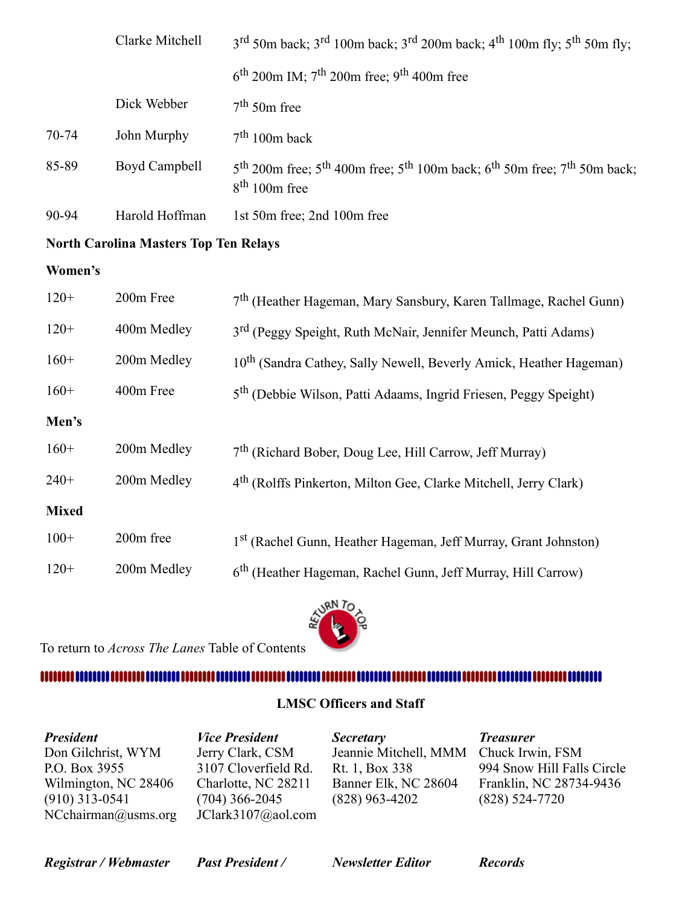| | | |
|---|---|---|
| | Clarke Mitchell | 3rd 50m back; 3rd 100m back; 3rd 200m back; 4th 100m fly; 5th 50m fly; 6th 200m IM; 7th 200m free; 9th 400m free |
| | Dick Webber | 7th 50m free |
| 70-74 | John Murphy | 7th 100m back |
| 85-89 | Boyd Campbell | 5th 200m free; 5th 400m free; 5th 100m back; 6th 50m free; 7th 50m back; 8th 100m free |
| 90-94 | Harold Hoffman | 1st 50m free; 2nd 100m free |

**North Carolina Masters Top Ten Relays**

**Women's**

| | | |
|---|---|---|
| 120+ | 200m Free | 7th (Heather Hageman, Mary Sansbury, Karen Tallmage, Rachel Gunn) |
| 120+ | 400m Medley | 3rd (Peggy Speight, Ruth McNair, Jennifer Meunch, Patti Adams) |
| 160+ | 200m Medley | 10th (Sandra Cathey, Sally Newell, Beverly Amick, Heather Hageman) |
| 160+ | 400m Free | 5th (Debbie Wilson, Patti Adaams, Ingrid Friesen, Peggy Speight) |

**Men's**

| | | |
|---|---|---|
| 160+ | 200m Medley | 7th (Richard Bober, Doug Lee, Hill Carrow, Jeff Murray) |
| 240+ | 200m Medley | 4th (Rolffs Pinkerton, Milton Gee, Clarke Mitchell, Jerry Clark) |

**Mixed**

| | | |
|---|---|---|
| 100+ | 200m free | 1st (Rachel Gunn, Heather Hageman, Jeff Murray, Grant Johnston) |
| 120+ | 200m Medley | 6th (Heather Hageman, Rachel Gunn, Jeff Murray, Hill Carrow) |

To return to *Across The Lanes* Table of Contents

**LMSC Officers and Staff**

***President***
Don Gilchrist, WYM
P.O. Box 3955
Wilmington, NC 28406
(910) 313-0541
NCchairman@usms.org

***Vice President***
Jerry Clark, CSM
3107 Cloverfield Rd.
Charlotte, NC 28211
(704) 366-2045
JClark3107@aol.com

***Secretary***
Jeannie Mitchell, MMM
Rt. 1, Box 338
Banner Elk, NC 28604
(828) 963-4202

***Treasurer***
Chuck Irwin, FSM
994 Snow Hill Falls Circle
Franklin, NC 28734-9436
(828) 524-7720

***Registrar / Webmaster***

***Past President /***

***Newsletter Editor***

***Records***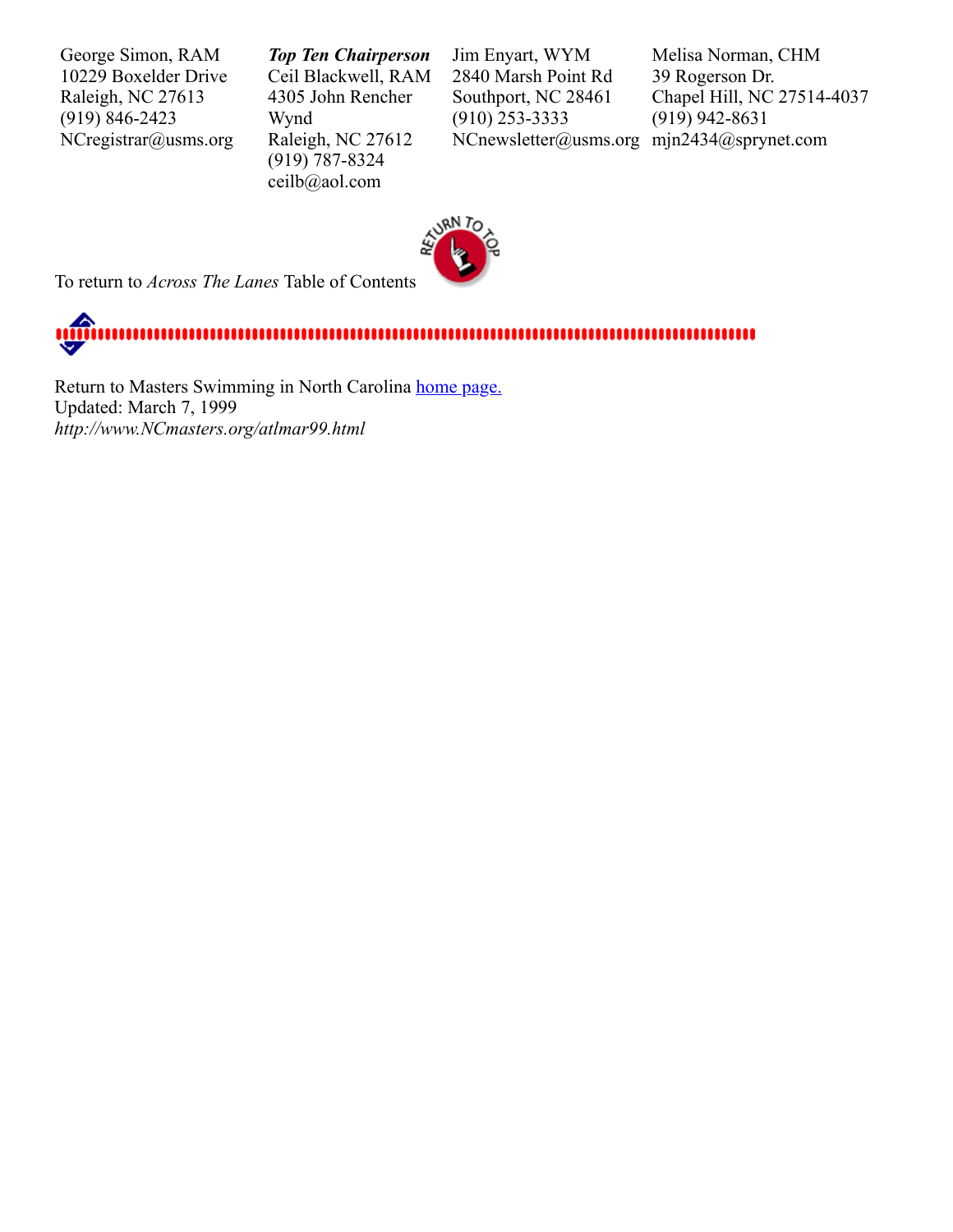| | | | |
|---|---|---|---|
| George Simon, RAM<br>10229 Boxelder Drive<br>Raleigh, NC 27613<br>(919) 846-2423<br>NCregistrar@usms.org | ***Top Ten Chairperson***<br>Ceil Blackwell, RAM<br>4305 John Rencher Wynd<br>Raleigh, NC 27612<br>(919) 787-8324<br>ceilb@aol.com | Jim Enyart, WYM<br>2840 Marsh Point Rd<br>Southport, NC 28461<br>(910) 253-3333<br>NCnewsletter@usms.org | Melisa Norman, CHM<br>39 Rogerson Dr.<br>Chapel Hill, NC 27514-4037<br>(919) 942-8631<br>mjn2434@sprynet.com |

To return to *Across The Lanes* Table of Contents

Return to Masters Swimming in North Carolina home page.
Updated: March 7, 1999
*http://www.NCmasters.org/atlmar99.html*